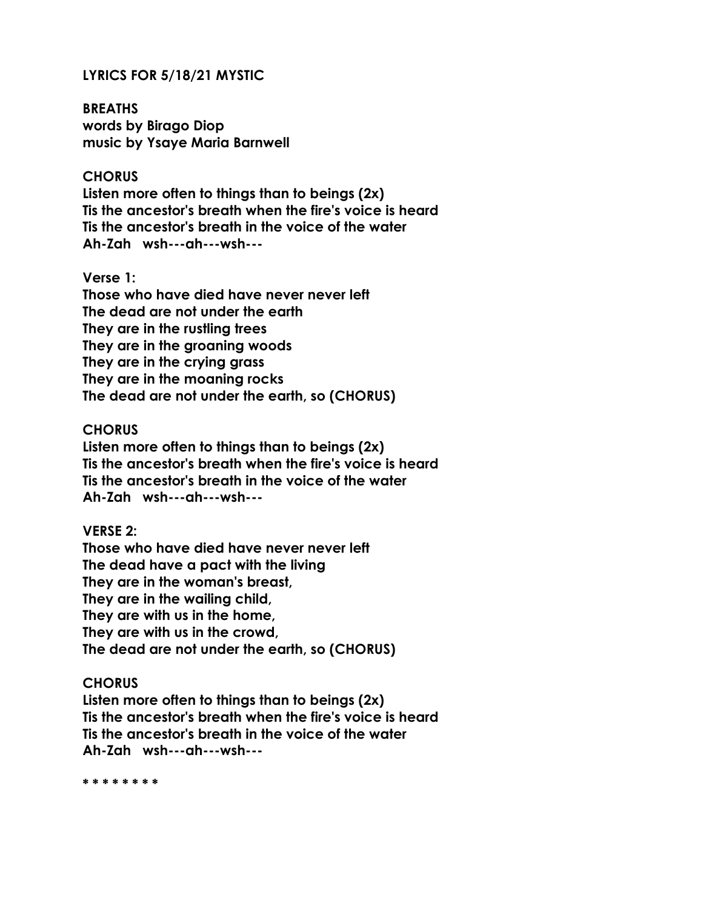**LYRICS FOR 5/18/21 MYSTIC**

**BREATHS**
**words by Birago Diop**
**music by Ysaye Maria Barnwell**

**CHORUS**
**Listen more often to things than to beings (2x)**
**Tis the ancestor's breath when the fire's voice is heard**
**Tis the ancestor's breath in the voice of the water**
**Ah-Zah wsh---ah---wsh---**

**Verse 1:**
**Those who have died have never never left**
**The dead are not under the earth**
**They are in the rustling trees**
**They are in the groaning woods**
**They are in the crying grass**
**They are in the moaning rocks**
**The dead are not under the earth, so (CHORUS)**

**CHORUS**
**Listen more often to things than to beings (2x)**
**Tis the ancestor's breath when the fire's voice is heard**
**Tis the ancestor's breath in the voice of the water**
**Ah-Zah wsh---ah---wsh---**

**VERSE 2:**
**Those who have died have never never left**
**The dead have a pact with the living**
**They are in the woman's breast,**
**They are in the wailing child,**
**They are with us in the home,**
**They are with us in the crowd,**
**The dead are not under the earth, so (CHORUS)**

**CHORUS**
**Listen more often to things than to beings (2x)**
**Tis the ancestor's breath when the fire's voice is heard**
**Tis the ancestor's breath in the voice of the water**
**Ah-Zah wsh---ah---wsh---**

**\* \* \* \* \* \* \* \***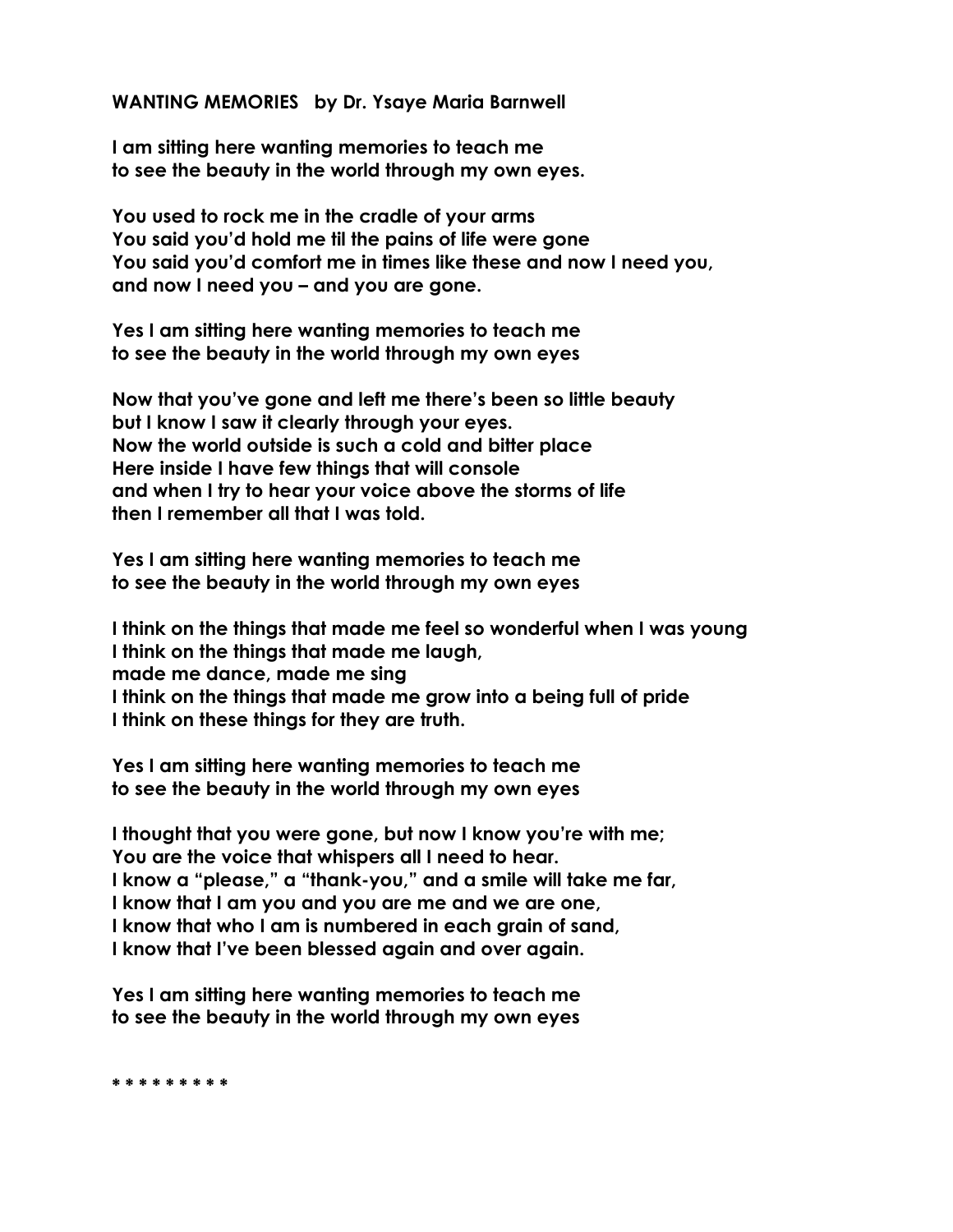**WANTING MEMORIES   by Dr. Ysaye Maria Barnwell**

**I am sitting here wanting memories to teach me**
**to see the beauty in the world through my own eyes.**

**You used to rock me in the cradle of your arms**
**You said you'd hold me til the pains of life were gone**
**You said you'd comfort me in times like these and now I need you,**
**and now I need you – and you are gone.**

**Yes I am sitting here wanting memories to teach me**
**to see the beauty in the world through my own eyes**

**Now that you've gone and left me there's been so little beauty**
**but I know I saw it clearly through your eyes.**
**Now the world outside is such a cold and bitter place**
**Here inside I have few things that will console**
**and when I try to hear your voice above the storms of life**
**then I remember all that I was told.**

**Yes I am sitting here wanting memories to teach me**
**to see the beauty in the world through my own eyes**

**I think on the things that made me feel so wonderful when I was young**
**I think on the things that made me laugh,**
**made me dance, made me sing**
**I think on the things that made me grow into a being full of pride**
**I think on these things for they are truth.**

**Yes I am sitting here wanting memories to teach me**
**to see the beauty in the world through my own eyes**

**I thought that you were gone, but now I know you're with me;**
**You are the voice that whispers all I need to hear.**
**I know a "please," a "thank-you," and a smile will take me far,**
**I know that I am you and you are me and we are one,**
**I know that who I am is numbered in each grain of sand,**
**I know that I've been blessed again and over again.**

**Yes I am sitting here wanting memories to teach me**
**to see the beauty in the world through my own eyes**

**\* \* \* \* \* \* \* \* \***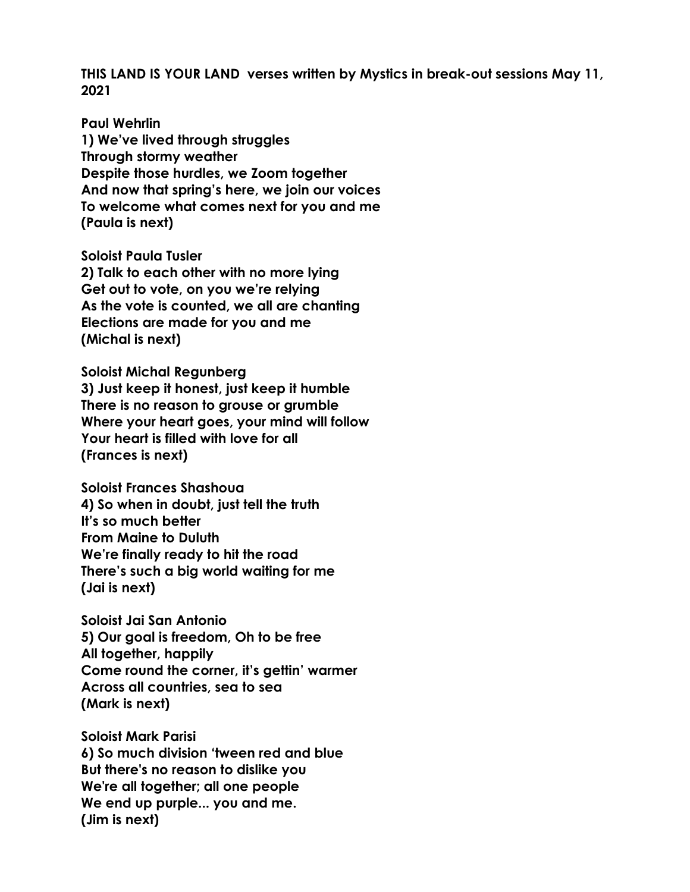**THIS LAND IS YOUR LAND verses written by Mystics in break-out sessions May 11, 2021**

**Paul Wehrlin**
**1) We've lived through struggles**
**Through stormy weather**
**Despite those hurdles, we Zoom together**
**And now that spring's here, we join our voices**
**To welcome what comes next for you and me**
**(Paula is next)**

**Soloist Paula Tusler**
**2) Talk to each other with no more lying**
**Get out to vote, on you we're relying**
**As the vote is counted, we all are chanting**
**Elections are made for you and me**
**(Michal is next)**

**Soloist Michal Regunberg**
**3) Just keep it honest, just keep it humble**
**There is no reason to grouse or grumble**
**Where your heart goes, your mind will follow**
**Your heart is filled with love for all**
**(Frances is next)**

**Soloist Frances Shashoua**
**4) So when in doubt, just tell the truth**
**It's so much better**
**From Maine to Duluth**
**We're finally ready to hit the road**
**There's such a big world waiting for me**
**(Jai is next)**

**Soloist Jai San Antonio**
**5) Our goal is freedom, Oh to be free**
**All together, happily**
**Come round the corner, it's gettin' warmer**
**Across all countries, sea to sea**
**(Mark is next)**

**Soloist Mark Parisi**
**6) So much division 'tween red and blue**
**But there's no reason to dislike you**
**We're all together; all one people**
**We end up purple... you and me.**
**(Jim is next)**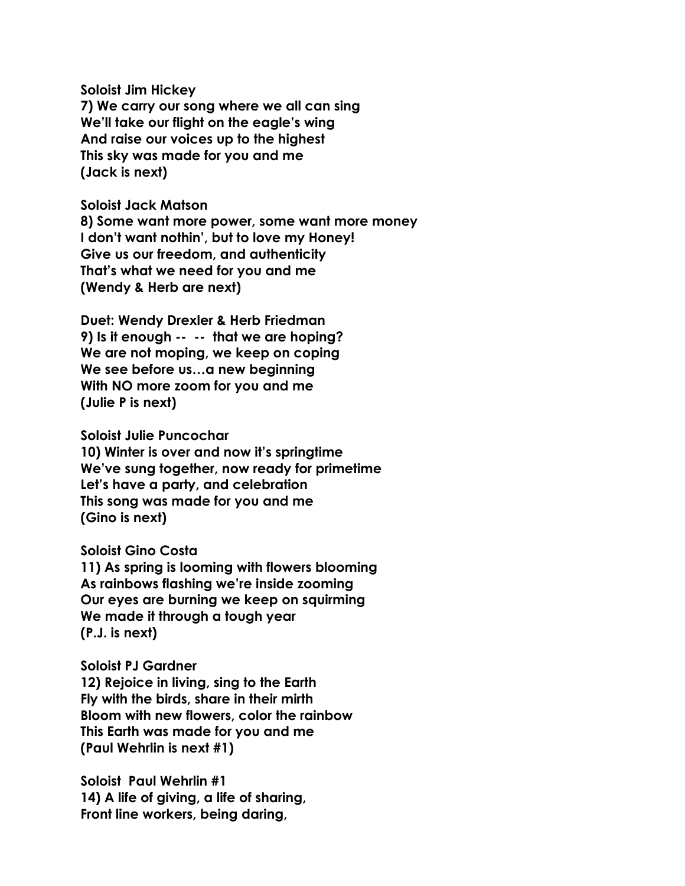**Soloist Jim Hickey**
**7) We carry our song where we all can sing**
**We'll take our flight on the eagle's wing**
**And raise our voices up to the highest**
**This sky was made for you and me**
**(Jack is next)**

**Soloist Jack Matson**
**8) Some want more power, some want more money**
**I don't want nothin', but to love my Honey!**
**Give us our freedom, and authenticity**
**That's what we need for you and me**
**(Wendy & Herb are next)**

**Duet: Wendy Drexler & Herb Friedman**
**9) Is it enough -- -- that we are hoping?**
**We are not moping, we keep on coping**
**We see before us…a new beginning**
**With NO more zoom for you and me**
**(Julie P is next)**

**Soloist Julie Puncochar**
**10) Winter is over and now it's springtime**
**We've sung together, now ready for primetime**
**Let's have a party, and celebration**
**This song was made for you and me**
**(Gino is next)**

**Soloist Gino Costa**
**11) As spring is looming with flowers blooming**
**As rainbows flashing we're inside zooming**
**Our eyes are burning we keep on squirming**
**We made it through a tough year**
**(P.J. is next)**

**Soloist PJ Gardner**
**12) Rejoice in living, sing to the Earth**
**Fly with the birds, share in their mirth**
**Bloom with new flowers, color the rainbow**
**This Earth was made for you and me**
**(Paul Wehrlin is next #1)**

**Soloist Paul Wehrlin #1**
**14) A life of giving, a life of sharing,**
**Front line workers, being daring,**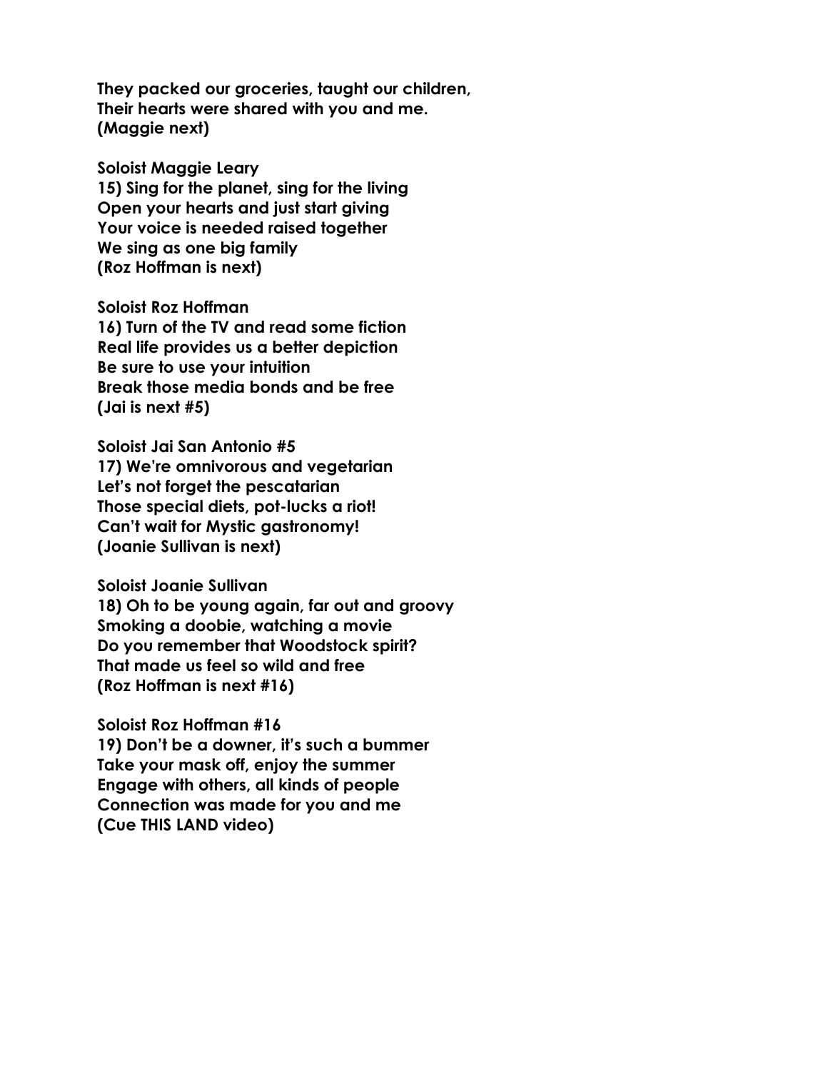**They packed our groceries, taught our children,**
**Their hearts were shared with you and me.**
**(Maggie next)**

**Soloist Maggie Leary**
**15) Sing for the planet, sing for the living**
**Open your hearts and just start giving**
**Your voice is needed raised together**
**We sing as one big family**
**(Roz Hoffman is next)**

**Soloist Roz Hoffman**
**16) Turn of the TV and read some fiction**
**Real life provides us a better depiction**
**Be sure to use your intuition**
**Break those media bonds and be free**
**(Jai is next #5)**

**Soloist Jai San Antonio #5**
**17) We're omnivorous and vegetarian**
**Let's not forget the pescatarian**
**Those special diets, pot-lucks a riot!**
**Can't wait for Mystic gastronomy!**
**(Joanie Sullivan is next)**

**Soloist Joanie Sullivan**
**18) Oh to be young again, far out and groovy**
**Smoking a doobie, watching a movie**
**Do you remember that Woodstock spirit?**
**That made us feel so wild and free**
**(Roz Hoffman is next #16)**

**Soloist Roz Hoffman #16**
**19) Don't be a downer, it's such a bummer**
**Take your mask off, enjoy the summer**
**Engage with others, all kinds of people**
**Connection was made for you and me**
**(Cue THIS LAND video)**